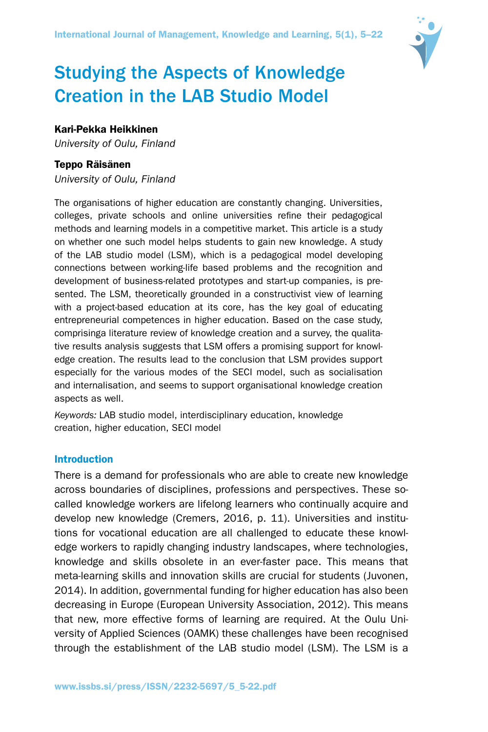# Studying the Aspects of Knowledge Creation in the LAB Studio Model

**Kari-Pekka Heikkinen**
*University of Oulu, Finland*

**Teppo Räisänen**
*University of Oulu, Finland*

The organisations of higher education are constantly changing. Universities, colleges, private schools and online universities refine their pedagogical methods and learning models in a competitive market. This article is a study on whether one such model helps students to gain new knowledge. A study of the LAB studio model (LSM), which is a pedagogical model developing connections between working-life based problems and the recognition and development of business-related prototypes and start-up companies, is presented. The LSM, theoretically grounded in a constructivist view of learning with a project-based education at its core, has the key goal of educating entrepreneurial competences in higher education. Based on the case study, comprisinga literature review of knowledge creation and a survey, the qualitative results analysis suggests that LSM offers a promising support for knowledge creation. The results lead to the conclusion that LSM provides support especially for the various modes of the SECI model, such as socialisation and internalisation, and seems to support organisational knowledge creation aspects as well.

*Keywords:* LAB studio model, interdisciplinary education, knowledge creation, higher education, SECI model

## Introduction

There is a demand for professionals who are able to create new knowledge across boundaries of disciplines, professions and perspectives. These so-called knowledge workers are lifelong learners who continually acquire and develop new knowledge (Cremers, 2016, p. 11). Universities and institutions for vocational education are all challenged to educate these knowledge workers to rapidly changing industry landscapes, where technologies, knowledge and skills obsolete in an ever-faster pace. This means that meta-learning skills and innovation skills are crucial for students (Juvonen, 2014). In addition, governmental funding for higher education has also been decreasing in Europe (European University Association, 2012). This means that new, more effective forms of learning are required. At the Oulu University of Applied Sciences (OAMK) these challenges have been recognised through the establishment of the LAB studio model (LSM). The LSM is a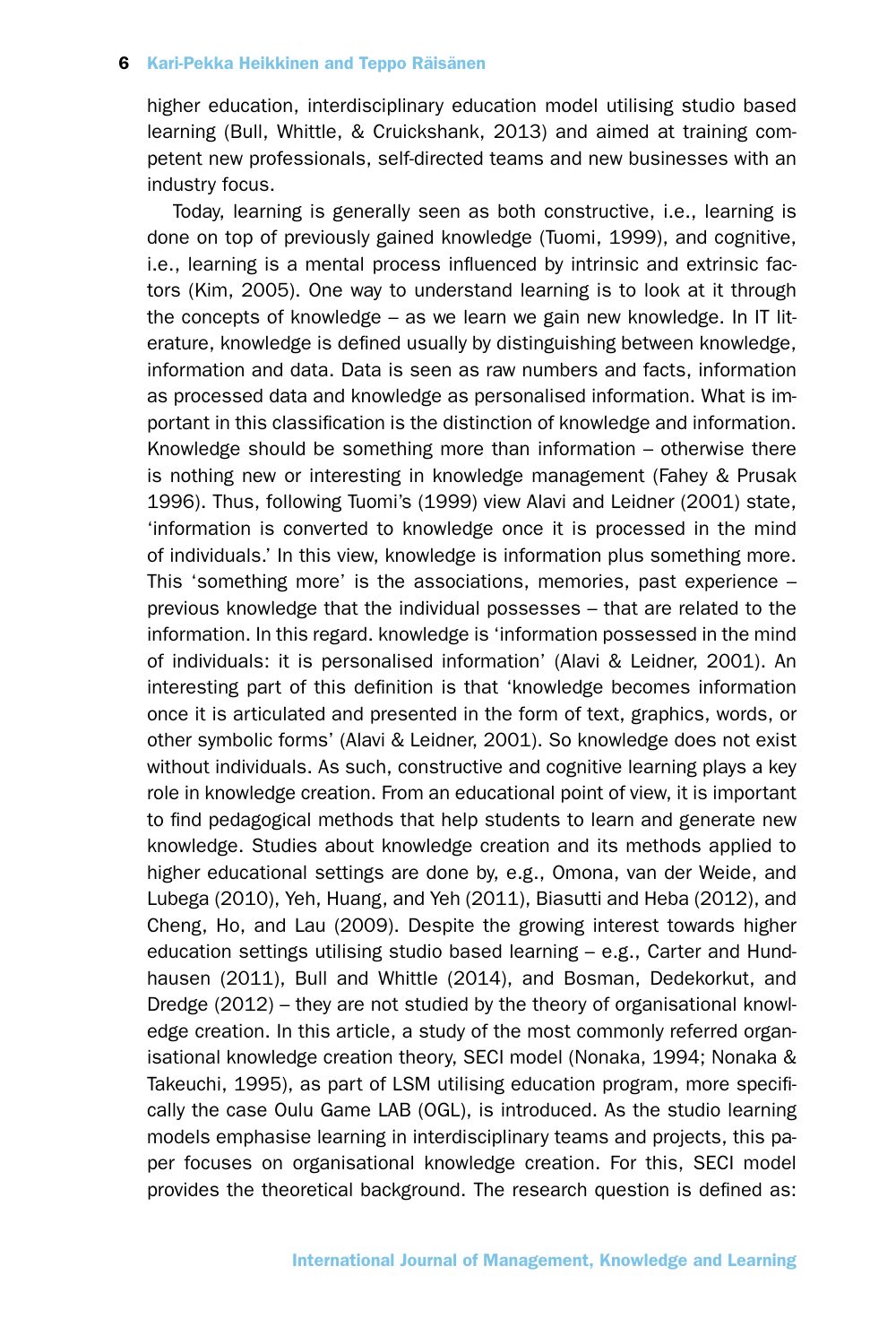higher education, interdisciplinary education model utilising studio based learning (Bull, Whittle, & Cruickshank, 2013) and aimed at training competent new professionals, self-directed teams and new businesses with an industry focus.

Today, learning is generally seen as both constructive, i.e., learning is done on top of previously gained knowledge (Tuomi, 1999), and cognitive, i.e., learning is a mental process influenced by intrinsic and extrinsic factors (Kim, 2005). One way to understand learning is to look at it through the concepts of knowledge – as we learn we gain new knowledge. In IT literature, knowledge is defined usually by distinguishing between knowledge, information and data. Data is seen as raw numbers and facts, information as processed data and knowledge as personalised information. What is important in this classification is the distinction of knowledge and information. Knowledge should be something more than information – otherwise there is nothing new or interesting in knowledge management (Fahey & Prusak 1996). Thus, following Tuomi's (1999) view Alavi and Leidner (2001) state, 'information is converted to knowledge once it is processed in the mind of individuals.' In this view, knowledge is information plus something more. This 'something more' is the associations, memories, past experience – previous knowledge that the individual possesses – that are related to the information. In this regard. knowledge is 'information possessed in the mind of individuals: it is personalised information' (Alavi & Leidner, 2001). An interesting part of this definition is that 'knowledge becomes information once it is articulated and presented in the form of text, graphics, words, or other symbolic forms' (Alavi & Leidner, 2001). So knowledge does not exist without individuals. As such, constructive and cognitive learning plays a key role in knowledge creation. From an educational point of view, it is important to find pedagogical methods that help students to learn and generate new knowledge. Studies about knowledge creation and its methods applied to higher educational settings are done by, e.g., Omona, van der Weide, and Lubega (2010), Yeh, Huang, and Yeh (2011), Biasutti and Heba (2012), and Cheng, Ho, and Lau (2009). Despite the growing interest towards higher education settings utilising studio based learning – e.g., Carter and Hundhausen (2011), Bull and Whittle (2014), and Bosman, Dedekorkut, and Dredge (2012) – they are not studied by the theory of organisational knowledge creation. In this article, a study of the most commonly referred organisational knowledge creation theory, SECI model (Nonaka, 1994; Nonaka & Takeuchi, 1995), as part of LSM utilising education program, more specifically the case Oulu Game LAB (OGL), is introduced. As the studio learning models emphasise learning in interdisciplinary teams and projects, this paper focuses on organisational knowledge creation. For this, SECI model provides the theoretical background. The research question is defined as: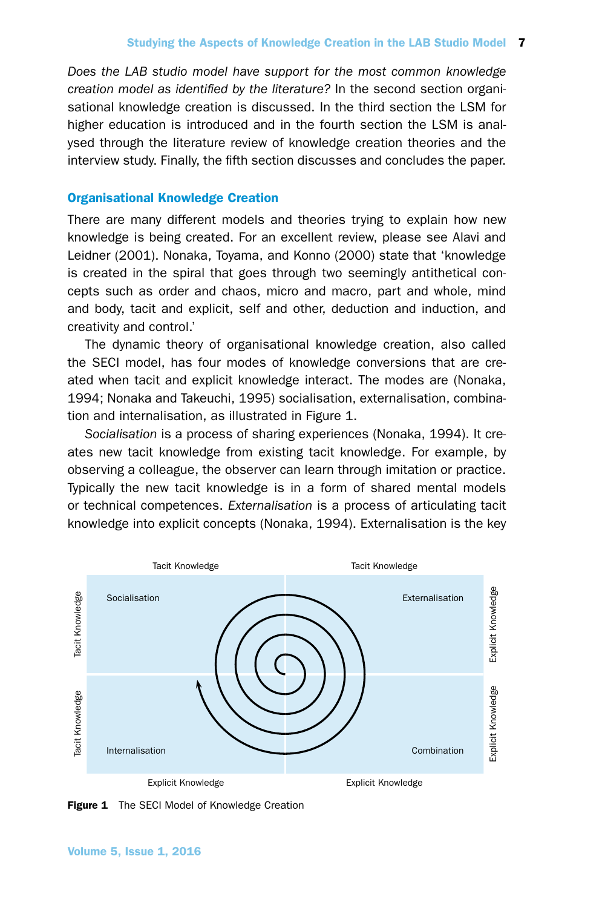*Does the LAB studio model have support for the most common knowledge creation model as identified by the literature?* In the second section organisational knowledge creation is discussed. In the third section the LSM for higher education is introduced and in the fourth section the LSM is analysed through the literature review of knowledge creation theories and the interview study. Finally, the fifth section discusses and concludes the paper.

## Organisational Knowledge Creation

There are many different models and theories trying to explain how new knowledge is being created. For an excellent review, please see Alavi and Leidner (2001). Nonaka, Toyama, and Konno (2000) state that 'knowledge is created in the spiral that goes through two seemingly antithetical concepts such as order and chaos, micro and macro, part and whole, mind and body, tacit and explicit, self and other, deduction and induction, and creativity and control.'

The dynamic theory of organisational knowledge creation, also called the SECI model, has four modes of knowledge conversions that are created when tacit and explicit knowledge interact. The modes are (Nonaka, 1994; Nonaka and Takeuchi, 1995) socialisation, externalisation, combination and internalisation, as illustrated in Figure 1.

*Socialisation* is a process of sharing experiences (Nonaka, 1994). It creates new tacit knowledge from existing tacit knowledge. For example, by observing a colleague, the observer can learn through imitation or practice. Typically the new tacit knowledge is in a form of shared mental models or technical competences. *Externalisation* is a process of articulating tacit knowledge into explicit concepts (Nonaka, 1994). Externalisation is the key

| | Tacit Knowledge | Tacit Knowledge | |
|---|---|---|---|
| Tacit Knowledge | Socialisation | Externalisation | Explicit Knowledge |
| Tacit Knowledge | Internalisation | Combination | Explicit Knowledge |
| | Explicit Knowledge | Explicit Knowledge | |

**Figure 1** The SECI Model of Knowledge Creation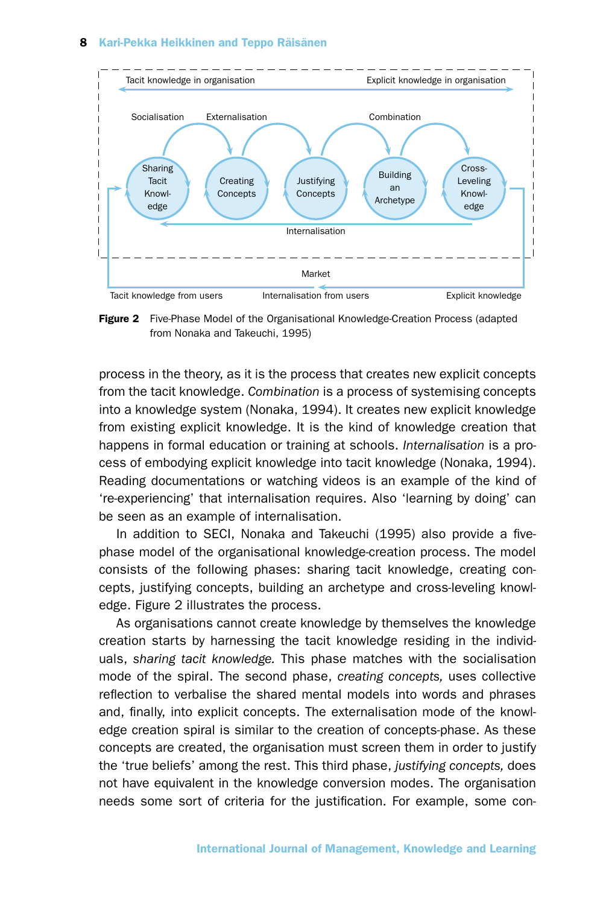Figure 2 Five-Phase Model of the Organisational Knowledge-Creation Process (adapted from Nonaka and Takeuchi, 1995)

process in the theory, as it is the process that creates new explicit concepts from the tacit knowledge. *Combination* is a process of systemising concepts into a knowledge system (Nonaka, 1994). It creates new explicit knowledge from existing explicit knowledge. It is the kind of knowledge creation that happens in formal education or training at schools. *Internalisation* is a process of embodying explicit knowledge into tacit knowledge (Nonaka, 1994). Reading documentations or watching videos is an example of the kind of 're-experiencing' that internalisation requires. Also 'learning by doing' can be seen as an example of internalisation.

In addition to SECI, Nonaka and Takeuchi (1995) also provide a five-phase model of the organisational knowledge-creation process. The model consists of the following phases: sharing tacit knowledge, creating concepts, justifying concepts, building an archetype and cross-leveling knowledge. Figure 2 illustrates the process.

As organisations cannot create knowledge by themselves the knowledge creation starts by harnessing the tacit knowledge residing in the individuals, *sharing tacit knowledge.* This phase matches with the socialisation mode of the spiral. The second phase, *creating concepts,* uses collective reflection to verbalise the shared mental models into words and phrases and, finally, into explicit concepts. The externalisation mode of the knowledge creation spiral is similar to the creation of concepts-phase. As these concepts are created, the organisation must screen them in order to justify the 'true beliefs' among the rest. This third phase, *justifying concepts,* does not have equivalent in the knowledge conversion modes. The organisation needs some sort of criteria for the justification. For example, some con-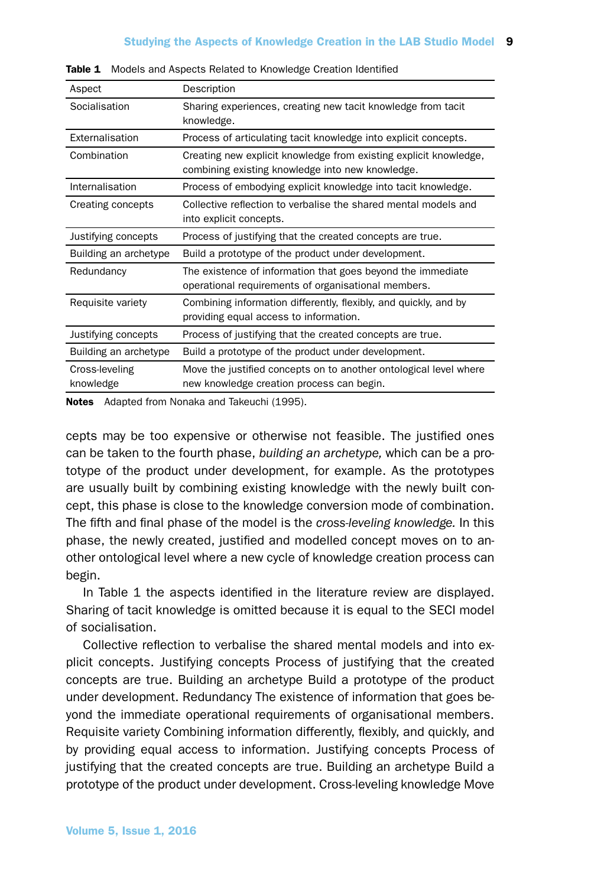**Table 1** Models and Aspects Related to Knowledge Creation Identified

| Aspect | Description |
|---|---|
| Socialisation | Sharing experiences, creating new tacit knowledge from tacit knowledge. |
| Externalisation | Process of articulating tacit knowledge into explicit concepts. |
| Combination | Creating new explicit knowledge from existing explicit knowledge, combining existing knowledge into new knowledge. |
| Internalisation | Process of embodying explicit knowledge into tacit knowledge. |
| Creating concepts | Collective reflection to verbalise the shared mental models and into explicit concepts. |
| Justifying concepts | Process of justifying that the created concepts are true. |
| Building an archetype | Build a prototype of the product under development. |
| Redundancy | The existence of information that goes beyond the immediate operational requirements of organisational members. |
| Requisite variety | Combining information differently, flexibly, and quickly, and by providing equal access to information. |
| Justifying concepts | Process of justifying that the created concepts are true. |
| Building an archetype | Build a prototype of the product under development. |
| Cross-leveling knowledge | Move the justified concepts on to another ontological level where new knowledge creation process can begin. |

**Notes** Adapted from Nonaka and Takeuchi (1995).

cepts may be too expensive or otherwise not feasible. The justified ones can be taken to the fourth phase, *building an archetype,* which can be a prototype of the product under development, for example. As the prototypes are usually built by combining existing knowledge with the newly built concept, this phase is close to the knowledge conversion mode of combination. The fifth and final phase of the model is the *cross-leveling knowledge.* In this phase, the newly created, justified and modelled concept moves on to another ontological level where a new cycle of knowledge creation process can begin.

In Table 1 the aspects identified in the literature review are displayed. Sharing of tacit knowledge is omitted because it is equal to the SECI model of socialisation.

Collective reflection to verbalise the shared mental models and into explicit concepts. Justifying concepts Process of justifying that the created concepts are true. Building an archetype Build a prototype of the product under development. Redundancy The existence of information that goes beyond the immediate operational requirements of organisational members. Requisite variety Combining information differently, flexibly, and quickly, and by providing equal access to information. Justifying concepts Process of justifying that the created concepts are true. Building an archetype Build a prototype of the product under development. Cross-leveling knowledge Move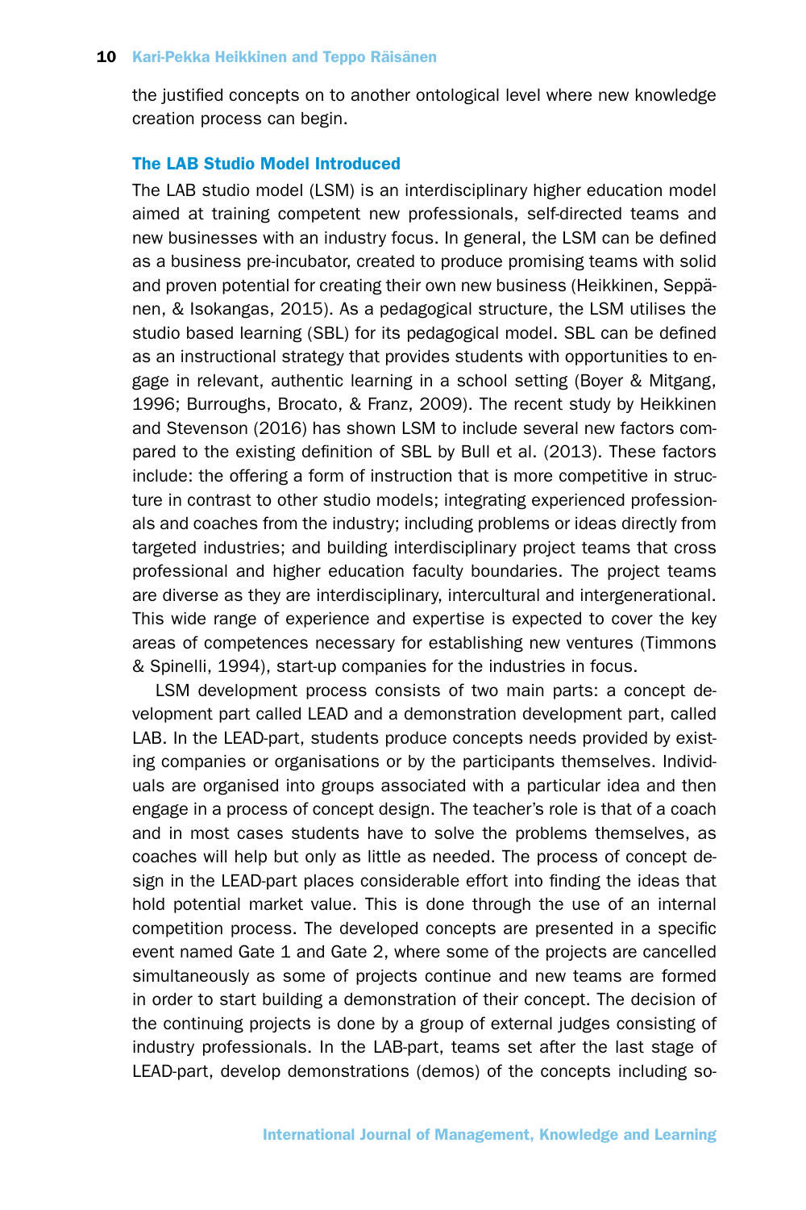the justified concepts on to another ontological level where new knowledge creation process can begin.

## The LAB Studio Model Introduced

The LAB studio model (LSM) is an interdisciplinary higher education model aimed at training competent new professionals, self-directed teams and new businesses with an industry focus. In general, the LSM can be defined as a business pre-incubator, created to produce promising teams with solid and proven potential for creating their own new business (Heikkinen, Seppänen, & Isokangas, 2015). As a pedagogical structure, the LSM utilises the studio based learning (SBL) for its pedagogical model. SBL can be defined as an instructional strategy that provides students with opportunities to engage in relevant, authentic learning in a school setting (Boyer & Mitgang, 1996; Burroughs, Brocato, & Franz, 2009). The recent study by Heikkinen and Stevenson (2016) has shown LSM to include several new factors compared to the existing definition of SBL by Bull et al. (2013). These factors include: the offering a form of instruction that is more competitive in structure in contrast to other studio models; integrating experienced professionals and coaches from the industry; including problems or ideas directly from targeted industries; and building interdisciplinary project teams that cross professional and higher education faculty boundaries. The project teams are diverse as they are interdisciplinary, intercultural and intergenerational. This wide range of experience and expertise is expected to cover the key areas of competences necessary for establishing new ventures (Timmons & Spinelli, 1994), start-up companies for the industries in focus.

LSM development process consists of two main parts: a concept development part called LEAD and a demonstration development part, called LAB. In the LEAD-part, students produce concepts needs provided by existing companies or organisations or by the participants themselves. Individuals are organised into groups associated with a particular idea and then engage in a process of concept design. The teacher's role is that of a coach and in most cases students have to solve the problems themselves, as coaches will help but only as little as needed. The process of concept design in the LEAD-part places considerable effort into finding the ideas that hold potential market value. This is done through the use of an internal competition process. The developed concepts are presented in a specific event named Gate 1 and Gate 2, where some of the projects are cancelled simultaneously as some of projects continue and new teams are formed in order to start building a demonstration of their concept. The decision of the continuing projects is done by a group of external judges consisting of industry professionals. In the LAB-part, teams set after the last stage of LEAD-part, develop demonstrations (demos) of the concepts including so-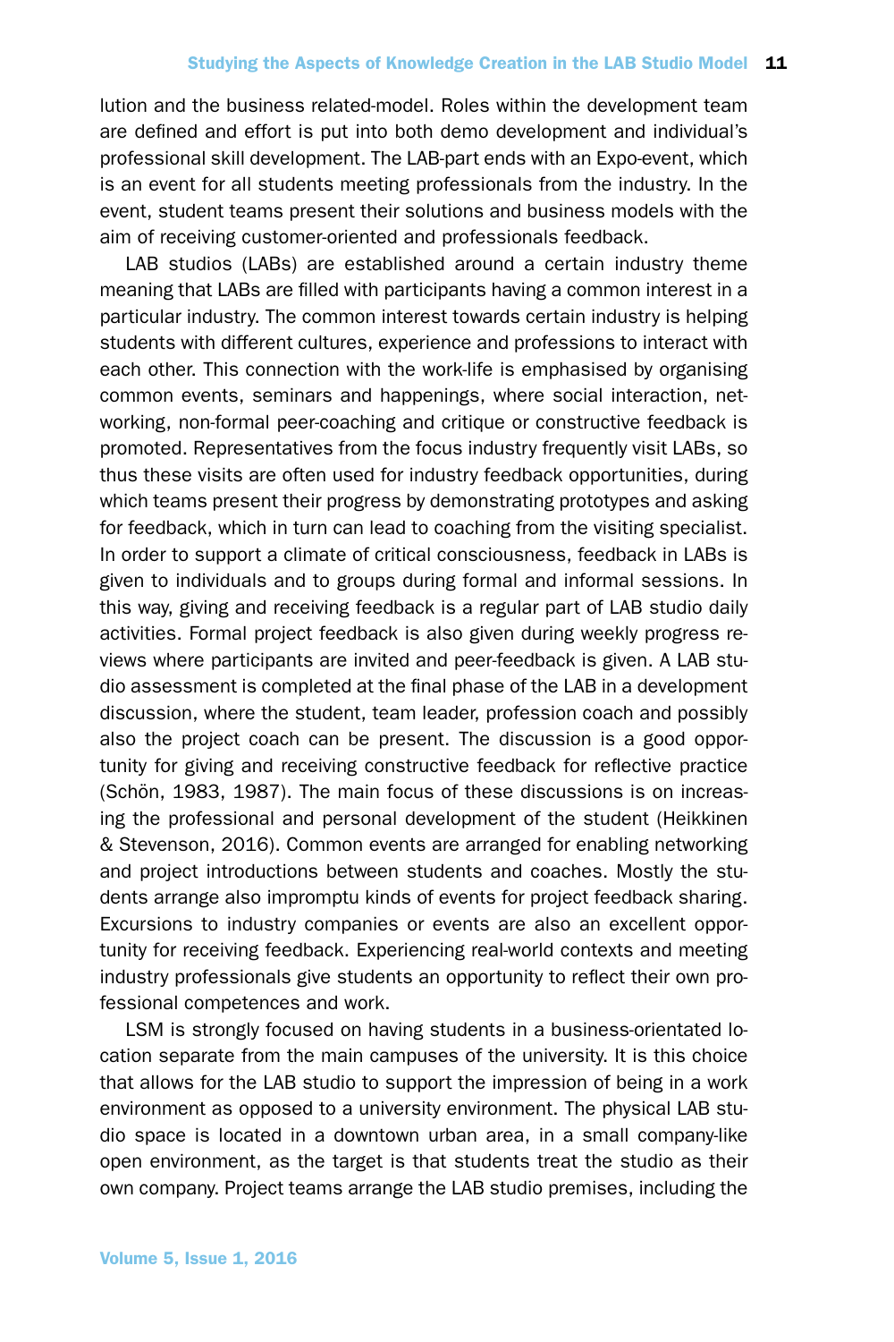lution and the business related-model. Roles within the development team are defined and effort is put into both demo development and individual's professional skill development. The LAB-part ends with an Expo-event, which is an event for all students meeting professionals from the industry. In the event, student teams present their solutions and business models with the aim of receiving customer-oriented and professionals feedback.

LAB studios (LABs) are established around a certain industry theme meaning that LABs are filled with participants having a common interest in a particular industry. The common interest towards certain industry is helping students with different cultures, experience and professions to interact with each other. This connection with the work-life is emphasised by organising common events, seminars and happenings, where social interaction, networking, non-formal peer-coaching and critique or constructive feedback is promoted. Representatives from the focus industry frequently visit LABs, so thus these visits are often used for industry feedback opportunities, during which teams present their progress by demonstrating prototypes and asking for feedback, which in turn can lead to coaching from the visiting specialist. In order to support a climate of critical consciousness, feedback in LABs is given to individuals and to groups during formal and informal sessions. In this way, giving and receiving feedback is a regular part of LAB studio daily activities. Formal project feedback is also given during weekly progress reviews where participants are invited and peer-feedback is given. A LAB studio assessment is completed at the final phase of the LAB in a development discussion, where the student, team leader, profession coach and possibly also the project coach can be present. The discussion is a good opportunity for giving and receiving constructive feedback for reflective practice (Schön, 1983, 1987). The main focus of these discussions is on increasing the professional and personal development of the student (Heikkinen & Stevenson, 2016). Common events are arranged for enabling networking and project introductions between students and coaches. Mostly the students arrange also impromptu kinds of events for project feedback sharing. Excursions to industry companies or events are also an excellent opportunity for receiving feedback. Experiencing real-world contexts and meeting industry professionals give students an opportunity to reflect their own professional competences and work.

LSM is strongly focused on having students in a business-orientated location separate from the main campuses of the university. It is this choice that allows for the LAB studio to support the impression of being in a work environment as opposed to a university environment. The physical LAB studio space is located in a downtown urban area, in a small company-like open environment, as the target is that students treat the studio as their own company. Project teams arrange the LAB studio premises, including the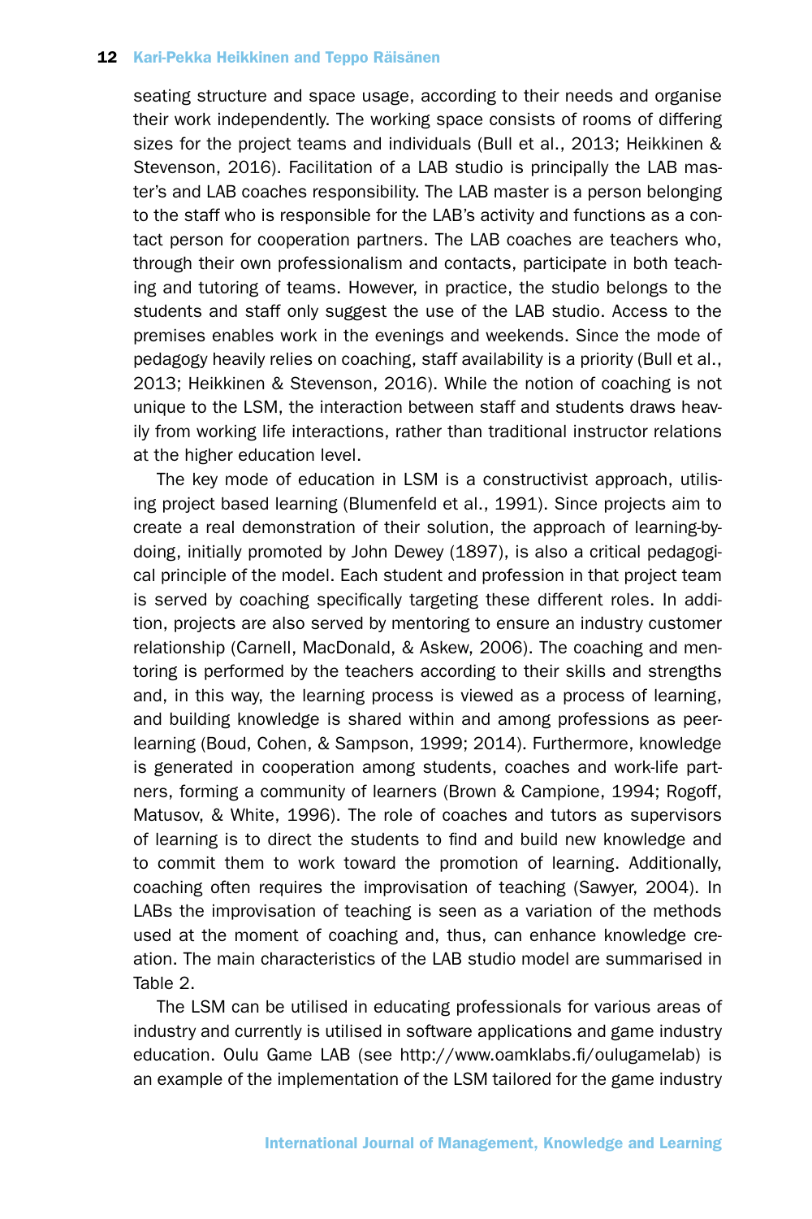seating structure and space usage, according to their needs and organise their work independently. The working space consists of rooms of differing sizes for the project teams and individuals (Bull et al., 2013; Heikkinen & Stevenson, 2016). Facilitation of a LAB studio is principally the LAB master's and LAB coaches responsibility. The LAB master is a person belonging to the staff who is responsible for the LAB's activity and functions as a contact person for cooperation partners. The LAB coaches are teachers who, through their own professionalism and contacts, participate in both teaching and tutoring of teams. However, in practice, the studio belongs to the students and staff only suggest the use of the LAB studio. Access to the premises enables work in the evenings and weekends. Since the mode of pedagogy heavily relies on coaching, staff availability is a priority (Bull et al., 2013; Heikkinen & Stevenson, 2016). While the notion of coaching is not unique to the LSM, the interaction between staff and students draws heavily from working life interactions, rather than traditional instructor relations at the higher education level.

The key mode of education in LSM is a constructivist approach, utilising project based learning (Blumenfeld et al., 1991). Since projects aim to create a real demonstration of their solution, the approach of learning-by-doing, initially promoted by John Dewey (1897), is also a critical pedagogical principle of the model. Each student and profession in that project team is served by coaching specifically targeting these different roles. In addition, projects are also served by mentoring to ensure an industry customer relationship (Carnell, MacDonald, & Askew, 2006). The coaching and mentoring is performed by the teachers according to their skills and strengths and, in this way, the learning process is viewed as a process of learning, and building knowledge is shared within and among professions as peer-learning (Boud, Cohen, & Sampson, 1999; 2014). Furthermore, knowledge is generated in cooperation among students, coaches and work-life partners, forming a community of learners (Brown & Campione, 1994; Rogoff, Matusov, & White, 1996). The role of coaches and tutors as supervisors of learning is to direct the students to find and build new knowledge and to commit them to work toward the promotion of learning. Additionally, coaching often requires the improvisation of teaching (Sawyer, 2004). In LABs the improvisation of teaching is seen as a variation of the methods used at the moment of coaching and, thus, can enhance knowledge creation. The main characteristics of the LAB studio model are summarised in Table 2.

The LSM can be utilised in educating professionals for various areas of industry and currently is utilised in software applications and game industry education. Oulu Game LAB (see http://www.oamklabs.fi/oulugamelab) is an example of the implementation of the LSM tailored for the game industry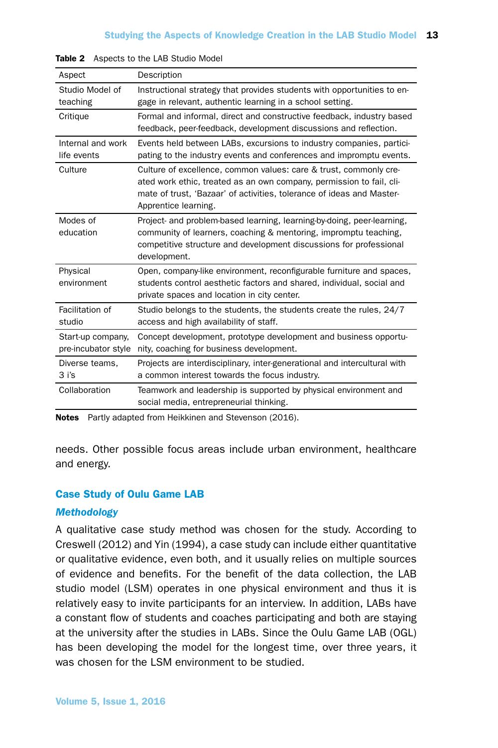**Table 2** Aspects to the LAB Studio Model

| Aspect | Description |
|---|---|
| Studio Model of teaching | Instructional strategy that provides students with opportunities to engage in relevant, authentic learning in a school setting. |
| Critique | Formal and informal, direct and constructive feedback, industry based feedback, peer-feedback, development discussions and reflection. |
| Internal and work life events | Events held between LABs, excursions to industry companies, participating to the industry events and conferences and impromptu events. |
| Culture | Culture of excellence, common values: care & trust, commonly created work ethic, treated as an own company, permission to fail, climate of trust, 'Bazaar' of activities, tolerance of ideas and Master-Apprentice learning. |
| Modes of education | Project- and problem-based learning, learning-by-doing, peer-learning, community of learners, coaching & mentoring, impromptu teaching, competitive structure and development discussions for professional development. |
| Physical environment | Open, company-like environment, reconfigurable furniture and spaces, students control aesthetic factors and shared, individual, social and private spaces and location in city center. |
| Facilitation of studio | Studio belongs to the students, the students create the rules, 24/7 access and high availability of staff. |
| Start-up company, pre-incubator style | Concept development, prototype development and business opportunity, coaching for business development. |
| Diverse teams, 3 i's | Projects are interdisciplinary, inter-generational and intercultural with a common interest towards the focus industry. |
| Collaboration | Teamwork and leadership is supported by physical environment and social media, entrepreneurial thinking. |

**Notes** Partly adapted from Heikkinen and Stevenson (2016).

needs. Other possible focus areas include urban environment, healthcare and energy.

## Case Study of Oulu Game LAB

### *Methodology*

A qualitative case study method was chosen for the study. According to Creswell (2012) and Yin (1994), a case study can include either quantitative or qualitative evidence, even both, and it usually relies on multiple sources of evidence and benefits. For the benefit of the data collection, the LAB studio model (LSM) operates in one physical environment and thus it is relatively easy to invite participants for an interview. In addition, LABs have a constant flow of students and coaches participating and both are staying at the university after the studies in LABs. Since the Oulu Game LAB (OGL) has been developing the model for the longest time, over three years, it was chosen for the LSM environment to be studied.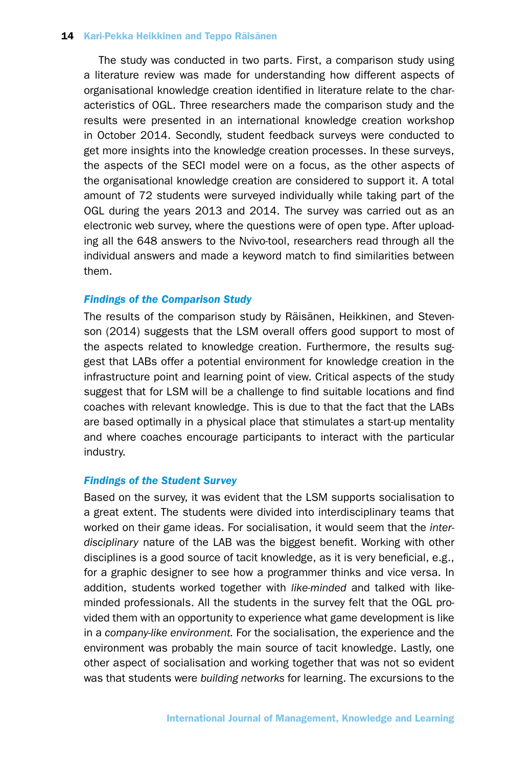The study was conducted in two parts. First, a comparison study using a literature review was made for understanding how different aspects of organisational knowledge creation identified in literature relate to the characteristics of OGL. Three researchers made the comparison study and the results were presented in an international knowledge creation workshop in October 2014. Secondly, student feedback surveys were conducted to get more insights into the knowledge creation processes. In these surveys, the aspects of the SECI model were on a focus, as the other aspects of the organisational knowledge creation are considered to support it. A total amount of 72 students were surveyed individually while taking part of the OGL during the years 2013 and 2014. The survey was carried out as an electronic web survey, where the questions were of open type. After uploading all the 648 answers to the Nvivo-tool, researchers read through all the individual answers and made a keyword match to find similarities between them.

### *Findings of the Comparison Study*

The results of the comparison study by Räisänen, Heikkinen, and Stevenson (2014) suggests that the LSM overall offers good support to most of the aspects related to knowledge creation. Furthermore, the results suggest that LABs offer a potential environment for knowledge creation in the infrastructure point and learning point of view. Critical aspects of the study suggest that for LSM will be a challenge to find suitable locations and find coaches with relevant knowledge. This is due to that the fact that the LABs are based optimally in a physical place that stimulates a start-up mentality and where coaches encourage participants to interact with the particular industry.

### *Findings of the Student Survey*

Based on the survey, it was evident that the LSM supports socialisation to a great extent. The students were divided into interdisciplinary teams that worked on their game ideas. For socialisation, it would seem that the *interdisciplinary* nature of the LAB was the biggest benefit. Working with other disciplines is a good source of tacit knowledge, as it is very beneficial, e.g., for a graphic designer to see how a programmer thinks and vice versa. In addition, students worked together with *like-minded* and talked with like-minded professionals. All the students in the survey felt that the OGL provided them with an opportunity to experience what game development is like in a *company-like environment.* For the socialisation, the experience and the environment was probably the main source of tacit knowledge. Lastly, one other aspect of socialisation and working together that was not so evident was that students were *building networks* for learning. The excursions to the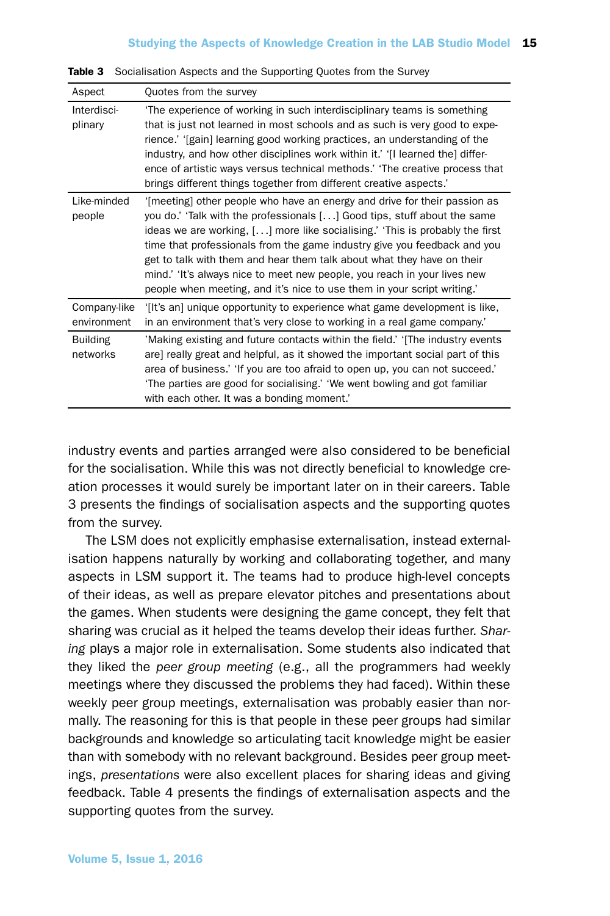**Table 3** Socialisation Aspects and the Supporting Quotes from the Survey

| Aspect | Quotes from the survey |
|---|---|
| Interdisciplinary | 'The experience of working in such interdisciplinary teams is something that is just not learned in most schools and as such is very good to experience.' '[gain] learning good working practices, an understanding of the industry, and how other disciplines work within it.' '[I learned the] difference of artistic ways versus technical methods.' 'The creative process that brings different things together from different creative aspects.' |
| Like-minded people | '[meeting] other people who have an energy and drive for their passion as you do.' 'Talk with the professionals [...] Good tips, stuff about the same ideas we are working, [...] more like socialising.' 'This is probably the first time that professionals from the game industry give you feedback and you get to talk with them and hear them talk about what they have on their mind.' 'It's always nice to meet new people, you reach in your lives new people when meeting, and it's nice to use them in your script writing.' |
| Company-like environment | '[It's an] unique opportunity to experience what game development is like, in an environment that's very close to working in a real game company.' |
| Building networks | 'Making existing and future contacts within the field.' '[The industry events are] really great and helpful, as it showed the important social part of this area of business.' 'If you are too afraid to open up, you can not succeed.' 'The parties are good for socialising.' 'We went bowling and got familiar with each other. It was a bonding moment.' |

industry events and parties arranged were also considered to be beneficial for the socialisation. While this was not directly beneficial to knowledge creation processes it would surely be important later on in their careers. Table 3 presents the findings of socialisation aspects and the supporting quotes from the survey.

The LSM does not explicitly emphasise externalisation, instead externalisation happens naturally by working and collaborating together, and many aspects in LSM support it. The teams had to produce high-level concepts of their ideas, as well as prepare elevator pitches and presentations about the games. When students were designing the game concept, they felt that sharing was crucial as it helped the teams develop their ideas further. *Sharing* plays a major role in externalisation. Some students also indicated that they liked the *peer group meeting* (e.g., all the programmers had weekly meetings where they discussed the problems they had faced). Within these weekly peer group meetings, externalisation was probably easier than normally. The reasoning for this is that people in these peer groups had similar backgrounds and knowledge so articulating tacit knowledge might be easier than with somebody with no relevant background. Besides peer group meetings, *presentations* were also excellent places for sharing ideas and giving feedback. Table 4 presents the findings of externalisation aspects and the supporting quotes from the survey.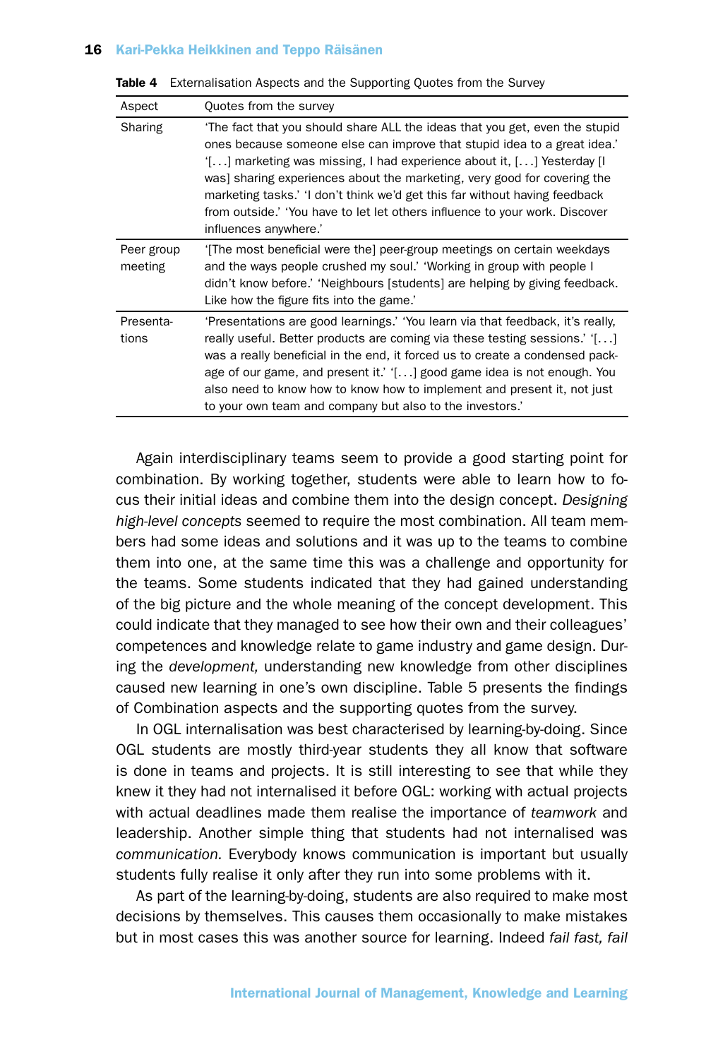**Table 4** Externalisation Aspects and the Supporting Quotes from the Survey

| Aspect | Quotes from the survey |
|---|---|
| Sharing | 'The fact that you should share ALL the ideas that you get, even the stupid ones because someone else can improve that stupid idea to a great idea.' '[...] marketing was missing, I had experience about it, [...] Yesterday [I was] sharing experiences about the marketing, very good for covering the marketing tasks.' 'I don't think we'd get this far without having feedback from outside.' 'You have to let let others influence to your work. Discover influences anywhere.' |
| Peer group meeting | '[The most beneficial were the] peer-group meetings on certain weekdays and the ways people crushed my soul.' 'Working in group with people I didn't know before.' 'Neighbours [students] are helping by giving feedback. Like how the figure fits into the game.' |
| Presentations | 'Presentations are good learnings.' 'You learn via that feedback, it's really, really useful. Better products are coming via these testing sessions.' '[...] was a really beneficial in the end, it forced us to create a condensed package of our game, and present it.' '[...] good game idea is not enough. You also need to know how to know how to implement and present it, not just to your own team and company but also to the investors.' |

Again interdisciplinary teams seem to provide a good starting point for combination. By working together, students were able to learn how to focus their initial ideas and combine them into the design concept. *Designing high-level concepts* seemed to require the most combination. All team members had some ideas and solutions and it was up to the teams to combine them into one, at the same time this was a challenge and opportunity for the teams. Some students indicated that they had gained understanding of the big picture and the whole meaning of the concept development. This could indicate that they managed to see how their own and their colleagues' competences and knowledge relate to game industry and game design. During the *development,* understanding new knowledge from other disciplines caused new learning in one's own discipline. Table 5 presents the findings of Combination aspects and the supporting quotes from the survey.

In OGL internalisation was best characterised by learning-by-doing. Since OGL students are mostly third-year students they all know that software is done in teams and projects. It is still interesting to see that while they knew it they had not internalised it before OGL: working with actual projects with actual deadlines made them realise the importance of *teamwork* and leadership. Another simple thing that students had not internalised was *communication.* Everybody knows communication is important but usually students fully realise it only after they run into some problems with it.

As part of the learning-by-doing, students are also required to make most decisions by themselves. This causes them occasionally to make mistakes but in most cases this was another source for learning. Indeed *fail fast, fail*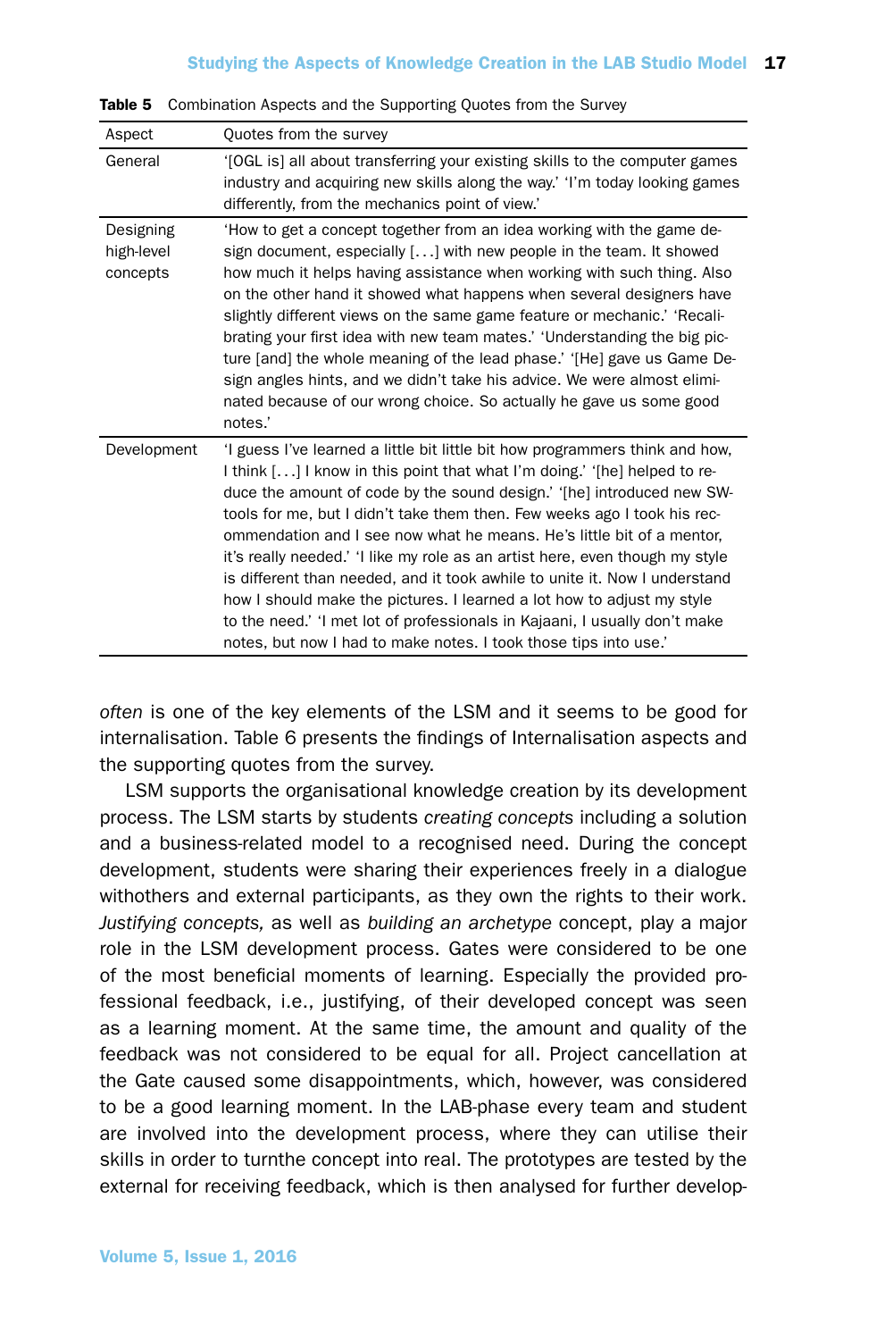**Table 5** Combination Aspects and the Supporting Quotes from the Survey

| Aspect | Quotes from the survey |
|---|---|
| General | '[OGL is] all about transferring your existing skills to the computer games industry and acquiring new skills along the way.' 'I'm today looking games differently, from the mechanics point of view.' |
| Designing high-level concepts | 'How to get a concept together from an idea working with the game design document, especially [. . .] with new people in the team. It showed how much it helps having assistance when working with such thing. Also on the other hand it showed what happens when several designers have slightly different views on the same game feature or mechanic.' 'Recalibrating your first idea with new team mates.' 'Understanding the big picture [and] the whole meaning of the lead phase.' '[He] gave us Game Design angles hints, and we didn't take his advice. We were almost eliminated because of our wrong choice. So actually he gave us some good notes.' |
| Development | 'I guess I've learned a little bit little bit how programmers think and how, I think [. . .] I know in this point that what I'm doing.' '[he] helped to reduce the amount of code by the sound design.' '[he] introduced new SW-tools for me, but I didn't take them then. Few weeks ago I took his recommendation and I see now what he means. He's little bit of a mentor, it's really needed.' 'I like my role as an artist here, even though my style is different than needed, and it took awhile to unite it. Now I understand how I should make the pictures. I learned a lot how to adjust my style to the need.' 'I met lot of professionals in Kajaani, I usually don't make notes, but now I had to make notes. I took those tips into use.' |

*often* is one of the key elements of the LSM and it seems to be good for internalisation. Table 6 presents the findings of Internalisation aspects and the supporting quotes from the survey.

LSM supports the organisational knowledge creation by its development process. The LSM starts by students *creating concepts* including a solution and a business-related model to a recognised need. During the concept development, students were sharing their experiences freely in a dialogue withothers and external participants, as they own the rights to their work. *Justifying concepts,* as well as *building an archetype* concept, play a major role in the LSM development process. Gates were considered to be one of the most beneficial moments of learning. Especially the provided professional feedback, i.e., justifying, of their developed concept was seen as a learning moment. At the same time, the amount and quality of the feedback was not considered to be equal for all. Project cancellation at the Gate caused some disappointments, which, however, was considered to be a good learning moment. In the LAB-phase every team and student are involved into the development process, where they can utilise their skills in order to turnthe concept into real. The prototypes are tested by the external for receiving feedback, which is then analysed for further develop-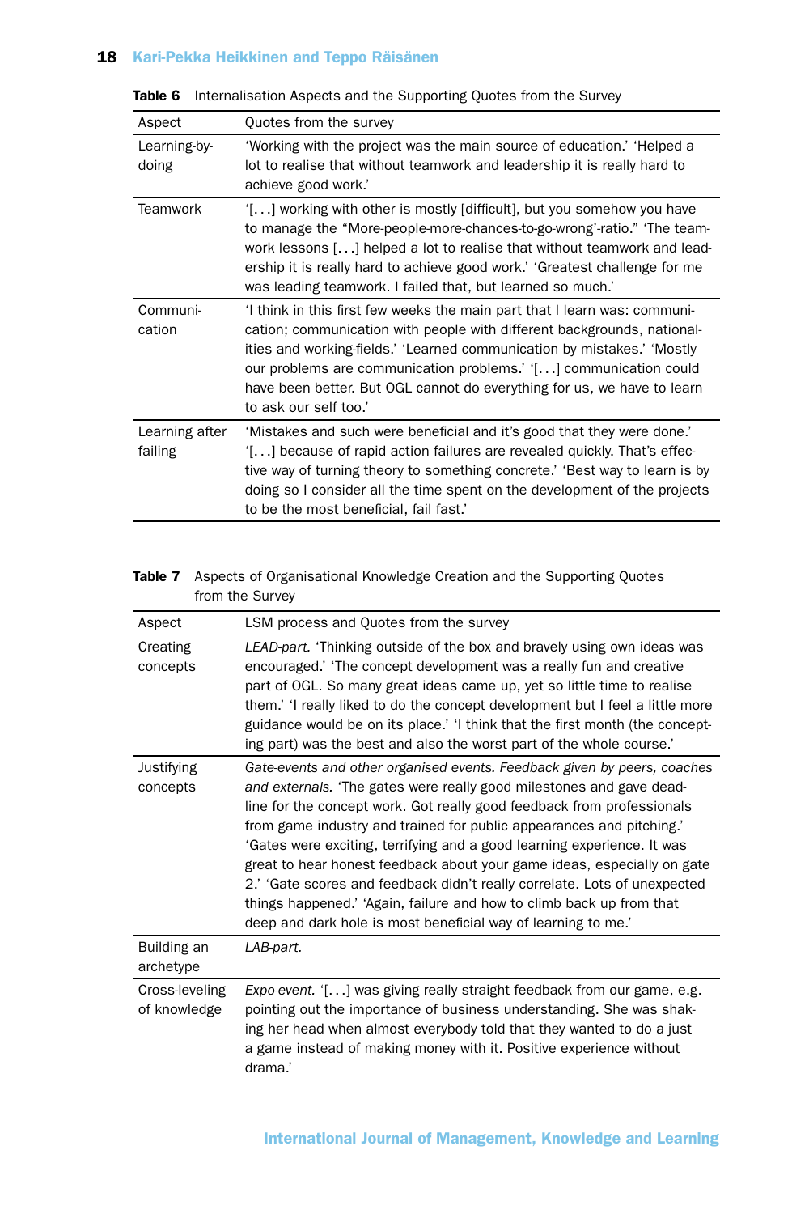**Table 6** Internalisation Aspects and the Supporting Quotes from the Survey

| Aspect | Quotes from the survey |
|---|---|
| Learning-by-doing | 'Working with the project was the main source of education.' 'Helped a lot to realise that without teamwork and leadership it is really hard to achieve good work.' |
| Teamwork | '[...] working with other is mostly [difficult], but you somehow you have to manage the "More-people-more-chances-to-go-wrong'-ratio." 'The teamwork lessons [...] helped a lot to realise that without teamwork and leadership it is really hard to achieve good work.' 'Greatest challenge for me was leading teamwork. I failed that, but learned so much.' |
| Communication | 'I think in this first few weeks the main part that I learn was: communication; communication with people with different backgrounds, nationalities and working-fields.' 'Learned communication by mistakes.' 'Mostly our problems are communication problems.' '[...] communication could have been better. But OGL cannot do everything for us, we have to learn to ask our self too.' |
| Learning after failing | 'Mistakes and such were beneficial and it's good that they were done.' '[...] because of rapid action failures are revealed quickly. That's effective way of turning theory to something concrete.' 'Best way to learn is by doing so I consider all the time spent on the development of the projects to be the most beneficial, fail fast.' |

**Table 7** Aspects of Organisational Knowledge Creation and the Supporting Quotes from the Survey

| Aspect | LSM process and Quotes from the survey |
|---|---|
| Creating concepts | *LEAD-part.* 'Thinking outside of the box and bravely using own ideas was encouraged.' 'The concept development was a really fun and creative part of OGL. So many great ideas came up, yet so little time to realise them.' 'I really liked to do the concept development but I feel a little more guidance would be on its place.' 'I think that the first month (the concepting part) was the best and also the worst part of the whole course.' |
| Justifying concepts | *Gate-events and other organised events. Feedback given by peers, coaches and externals.* 'The gates were really good milestones and gave deadline for the concept work. Got really good feedback from professionals from game industry and trained for public appearances and pitching.' 'Gates were exciting, terrifying and a good learning experience. It was great to hear honest feedback about your game ideas, especially on gate 2.' 'Gate scores and feedback didn't really correlate. Lots of unexpected things happened.' 'Again, failure and how to climb back up from that deep and dark hole is most beneficial way of learning to me.' |
| Building an archetype | *LAB-part.* |
| Cross-leveling of knowledge | *Expo-event.* '[...] was giving really straight feedback from our game, e.g. pointing out the importance of business understanding. She was shaking her head when almost everybody told that they wanted to do a just a game instead of making money with it. Positive experience without drama.' |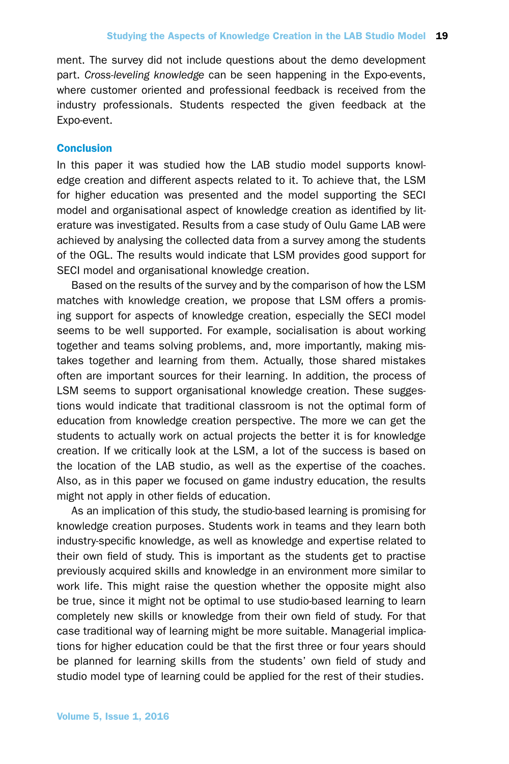ment. The survey did not include questions about the demo development part. *Cross-leveling knowledge* can be seen happening in the Expo-events, where customer oriented and professional feedback is received from the industry professionals. Students respected the given feedback at the Expo-event.

## Conclusion

In this paper it was studied how the LAB studio model supports knowledge creation and different aspects related to it. To achieve that, the LSM for higher education was presented and the model supporting the SECI model and organisational aspect of knowledge creation as identified by literature was investigated. Results from a case study of Oulu Game LAB were achieved by analysing the collected data from a survey among the students of the OGL. The results would indicate that LSM provides good support for SECI model and organisational knowledge creation.

Based on the results of the survey and by the comparison of how the LSM matches with knowledge creation, we propose that LSM offers a promising support for aspects of knowledge creation, especially the SECI model seems to be well supported. For example, socialisation is about working together and teams solving problems, and, more importantly, making mistakes together and learning from them. Actually, those shared mistakes often are important sources for their learning. In addition, the process of LSM seems to support organisational knowledge creation. These suggestions would indicate that traditional classroom is not the optimal form of education from knowledge creation perspective. The more we can get the students to actually work on actual projects the better it is for knowledge creation. If we critically look at the LSM, a lot of the success is based on the location of the LAB studio, as well as the expertise of the coaches. Also, as in this paper we focused on game industry education, the results might not apply in other fields of education.

As an implication of this study, the studio-based learning is promising for knowledge creation purposes. Students work in teams and they learn both industry-specific knowledge, as well as knowledge and expertise related to their own field of study. This is important as the students get to practise previously acquired skills and knowledge in an environment more similar to work life. This might raise the question whether the opposite might also be true, since it might not be optimal to use studio-based learning to learn completely new skills or knowledge from their own field of study. For that case traditional way of learning might be more suitable. Managerial implications for higher education could be that the first three or four years should be planned for learning skills from the students' own field of study and studio model type of learning could be applied for the rest of their studies.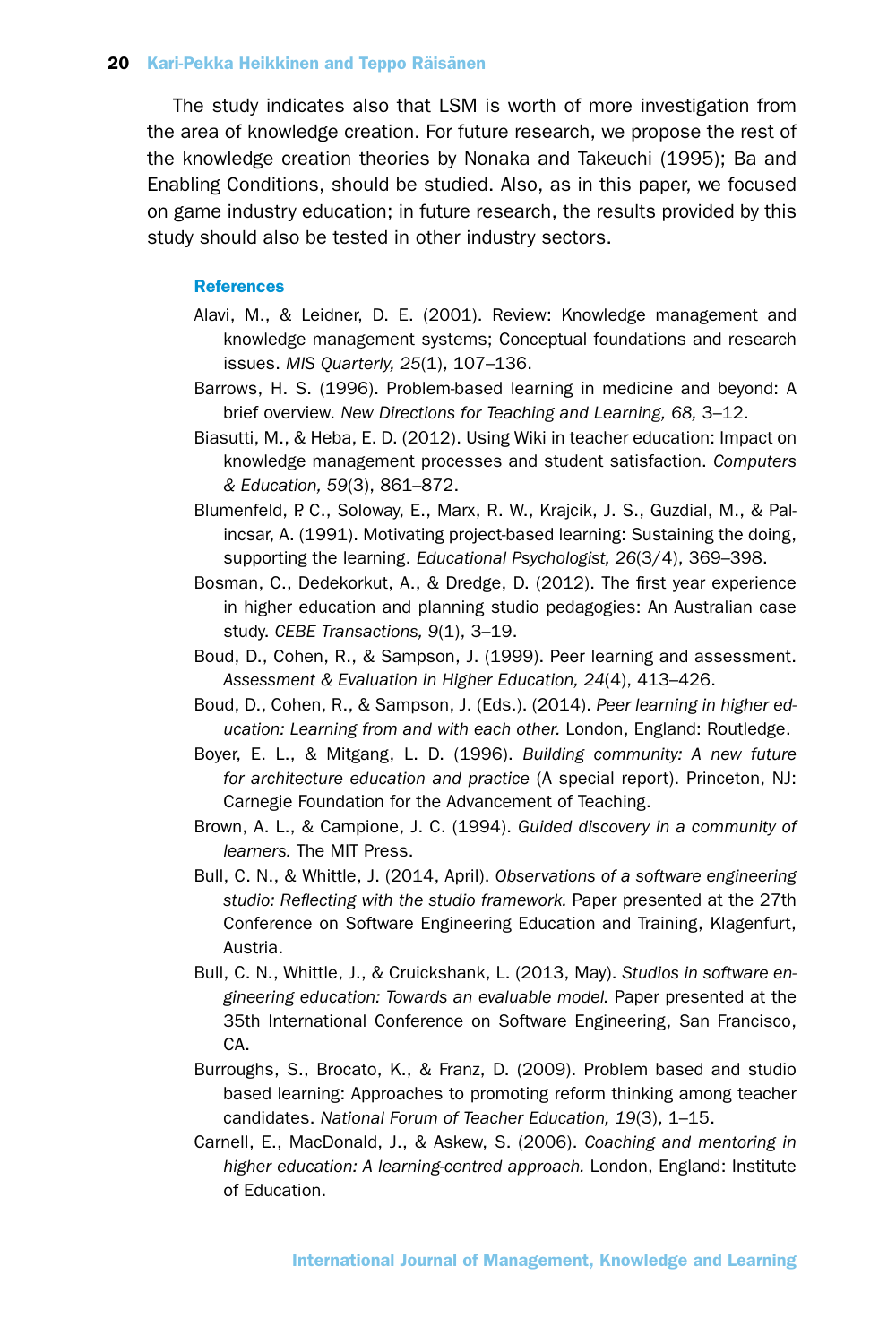The study indicates also that LSM is worth of more investigation from the area of knowledge creation. For future research, we propose the rest of the knowledge creation theories by Nonaka and Takeuchi (1995); Ba and Enabling Conditions, should be studied. Also, as in this paper, we focused on game industry education; in future research, the results provided by this study should also be tested in other industry sectors.

## References

Alavi, M., & Leidner, D. E. (2001). Review: Knowledge management and knowledge management systems; Conceptual foundations and research issues. *MIS Quarterly, 25*(1), 107–136.

Barrows, H. S. (1996). Problem-based learning in medicine and beyond: A brief overview. *New Directions for Teaching and Learning, 68,* 3–12.

Biasutti, M., & Heba, E. D. (2012). Using Wiki in teacher education: Impact on knowledge management processes and student satisfaction. *Computers & Education, 59*(3), 861–872.

Blumenfeld, P. C., Soloway, E., Marx, R. W., Krajcik, J. S., Guzdial, M., & Palincsar, A. (1991). Motivating project-based learning: Sustaining the doing, supporting the learning. *Educational Psychologist, 26*(3/4), 369–398.

Bosman, C., Dedekorkut, A., & Dredge, D. (2012). The first year experience in higher education and planning studio pedagogies: An Australian case study. *CEBE Transactions, 9*(1), 3–19.

Boud, D., Cohen, R., & Sampson, J. (1999). Peer learning and assessment. *Assessment & Evaluation in Higher Education, 24*(4), 413–426.

Boud, D., Cohen, R., & Sampson, J. (Eds.). (2014). *Peer learning in higher education: Learning from and with each other.* London, England: Routledge.

Boyer, E. L., & Mitgang, L. D. (1996). *Building community: A new future for architecture education and practice* (A special report). Princeton, NJ: Carnegie Foundation for the Advancement of Teaching.

Brown, A. L., & Campione, J. C. (1994). *Guided discovery in a community of learners.* The MIT Press.

Bull, C. N., & Whittle, J. (2014, April). *Observations of a software engineering studio: Reflecting with the studio framework.* Paper presented at the 27th Conference on Software Engineering Education and Training, Klagenfurt, Austria.

Bull, C. N., Whittle, J., & Cruickshank, L. (2013, May). *Studios in software engineering education: Towards an evaluable model.* Paper presented at the 35th International Conference on Software Engineering, San Francisco, CA.

Burroughs, S., Brocato, K., & Franz, D. (2009). Problem based and studio based learning: Approaches to promoting reform thinking among teacher candidates. *National Forum of Teacher Education, 19*(3), 1–15.

Carnell, E., MacDonald, J., & Askew, S. (2006). *Coaching and mentoring in higher education: A learning-centred approach.* London, England: Institute of Education.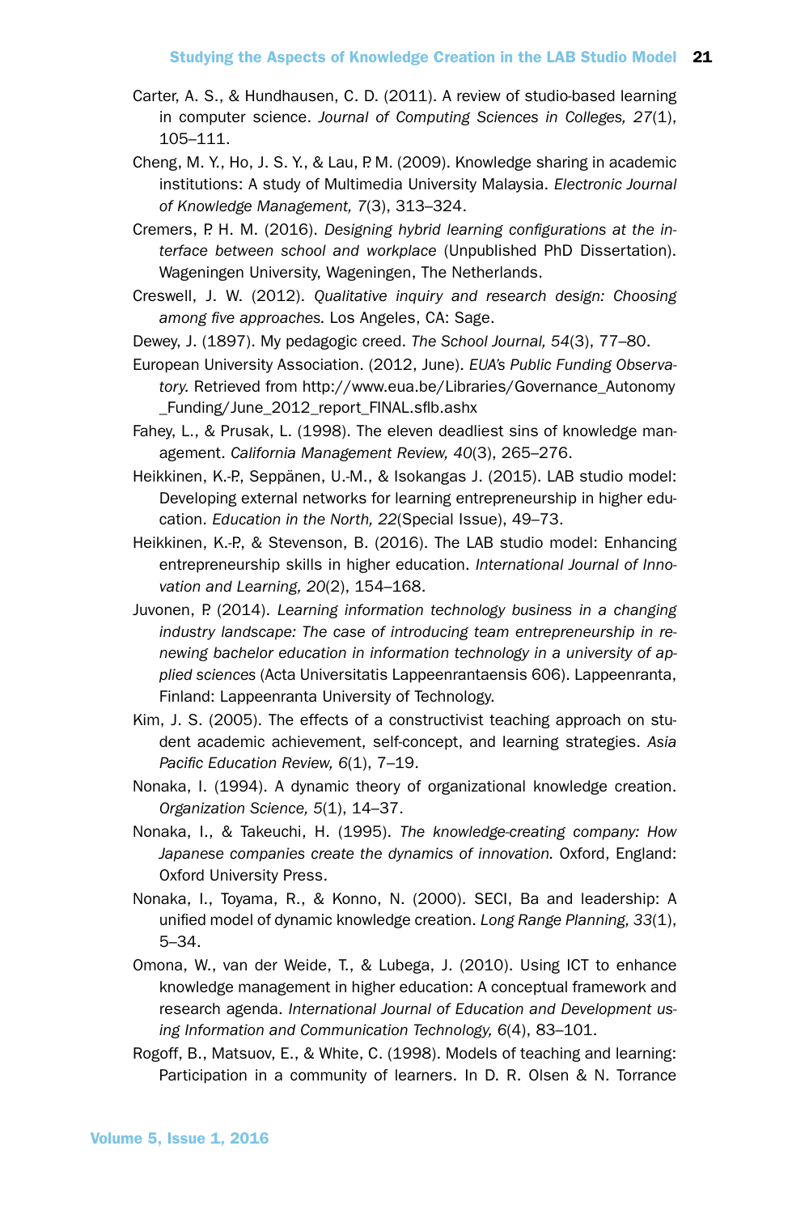Carter, A. S., & Hundhausen, C. D. (2011). A review of studio-based learning in computer science. *Journal of Computing Sciences in Colleges, 27*(1), 105–111.

Cheng, M. Y., Ho, J. S. Y., & Lau, P. M. (2009). Knowledge sharing in academic institutions: A study of Multimedia University Malaysia. *Electronic Journal of Knowledge Management, 7*(3), 313–324.

Cremers, P. H. M. (2016). *Designing hybrid learning configurations at the interface between school and workplace* (Unpublished PhD Dissertation). Wageningen University, Wageningen, The Netherlands.

Creswell, J. W. (2012). *Qualitative inquiry and research design: Choosing among five approaches.* Los Angeles, CA: Sage.

Dewey, J. (1897). My pedagogic creed. *The School Journal, 54*(3), 77–80.

European University Association. (2012, June). *EUA's Public Funding Observatory.* Retrieved from http://www.eua.be/Libraries/Governance_Autonomy_Funding/June_2012_report_FINAL.sflb.ashx

Fahey, L., & Prusak, L. (1998). The eleven deadliest sins of knowledge management. *California Management Review, 40*(3), 265–276.

Heikkinen, K.-P., Seppänen, U.-M., & Isokangas J. (2015). LAB studio model: Developing external networks for learning entrepreneurship in higher education. *Education in the North, 22*(Special Issue), 49–73.

Heikkinen, K.-P., & Stevenson, B. (2016). The LAB studio model: Enhancing entrepreneurship skills in higher education. *International Journal of Innovation and Learning, 20*(2), 154–168.

Juvonen, P. (2014). *Learning information technology business in a changing industry landscape: The case of introducing team entrepreneurship in renewing bachelor education in information technology in a university of applied sciences* (Acta Universitatis Lappeenrantaensis 606). Lappeenranta, Finland: Lappeenranta University of Technology.

Kim, J. S. (2005). The effects of a constructivist teaching approach on student academic achievement, self-concept, and learning strategies. *Asia Pacific Education Review, 6*(1), 7–19.

Nonaka, I. (1994). A dynamic theory of organizational knowledge creation. *Organization Science, 5*(1), 14–37.

Nonaka, I., & Takeuchi, H. (1995). *The knowledge-creating company: How Japanese companies create the dynamics of innovation.* Oxford, England: Oxford University Press.

Nonaka, I., Toyama, R., & Konno, N. (2000). SECI, Ba and leadership: A unified model of dynamic knowledge creation. *Long Range Planning, 33*(1), 5–34.

Omona, W., van der Weide, T., & Lubega, J. (2010). Using ICT to enhance knowledge management in higher education: A conceptual framework and research agenda. *International Journal of Education and Development using Information and Communication Technology, 6*(4), 83–101.

Rogoff, B., Matsuov, E., & White, C. (1998). Models of teaching and learning: Participation in a community of learners. In D. R. Olsen & N. Torrance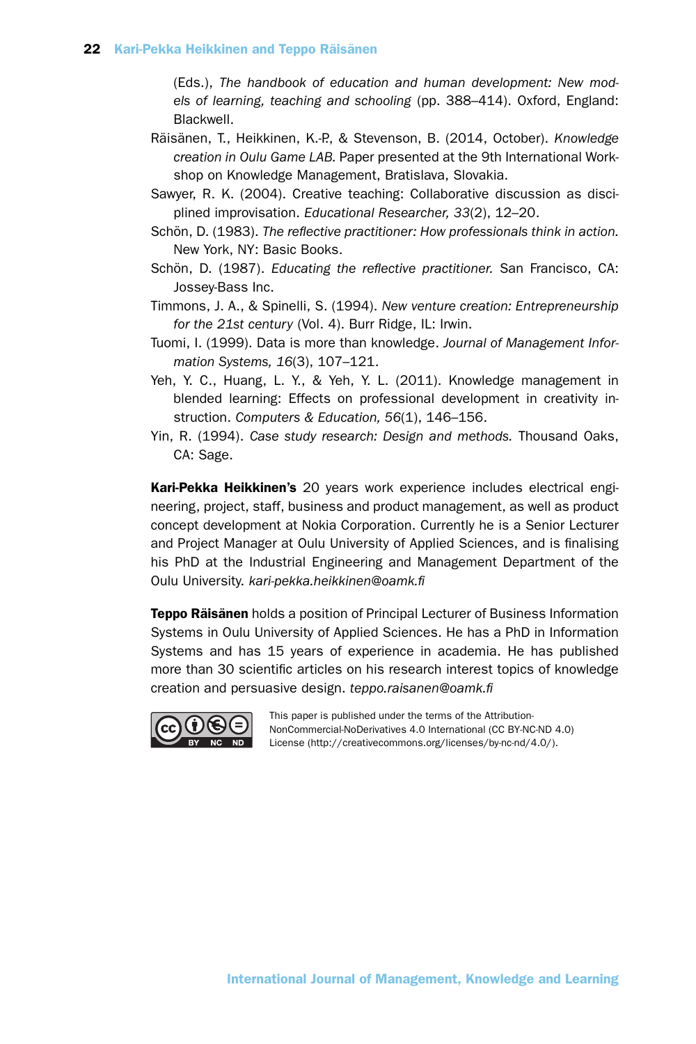(Eds.), *The handbook of education and human development: New models of learning, teaching and schooling* (pp. 388–414). Oxford, England: Blackwell.

Räisänen, T., Heikkinen, K.-P., & Stevenson, B. (2014, October). *Knowledge creation in Oulu Game LAB.* Paper presented at the 9th International Workshop on Knowledge Management, Bratislava, Slovakia.

Sawyer, R. K. (2004). Creative teaching: Collaborative discussion as disciplined improvisation. *Educational Researcher, 33*(2), 12–20.

Schön, D. (1983). *The reflective practitioner: How professionals think in action.* New York, NY: Basic Books.

Schön, D. (1987). *Educating the reflective practitioner.* San Francisco, CA: Jossey-Bass Inc.

Timmons, J. A., & Spinelli, S. (1994). *New venture creation: Entrepreneurship for the 21st century* (Vol. 4). Burr Ridge, IL: Irwin.

Tuomi, I. (1999). Data is more than knowledge. *Journal of Management Information Systems, 16*(3), 107–121.

Yeh, Y. C., Huang, L. Y., & Yeh, Y. L. (2011). Knowledge management in blended learning: Effects on professional development in creativity instruction. *Computers & Education, 56*(1), 146–156.

Yin, R. (1994). *Case study research: Design and methods.* Thousand Oaks, CA: Sage.

**Kari-Pekka Heikkinen's** 20 years work experience includes electrical engineering, project, staff, business and product management, as well as product concept development at Nokia Corporation. Currently he is a Senior Lecturer and Project Manager at Oulu University of Applied Sciences, and is finalising his PhD at the Industrial Engineering and Management Department of the Oulu University. *kari-pekka.heikkinen@oamk.fi*

**Teppo Räisänen** holds a position of Principal Lecturer of Business Information Systems in Oulu University of Applied Sciences. He has a PhD in Information Systems and has 15 years of experience in academia. He has published more than 30 scientific articles on his research interest topics of knowledge creation and persuasive design. *teppo.raisanen@oamk.fi*

This paper is published under the terms of the Attribution-NonCommercial-NoDerivatives 4.0 International (CC BY-NC-ND 4.0) License (http://creativecommons.org/licenses/by-nc-nd/4.0/).